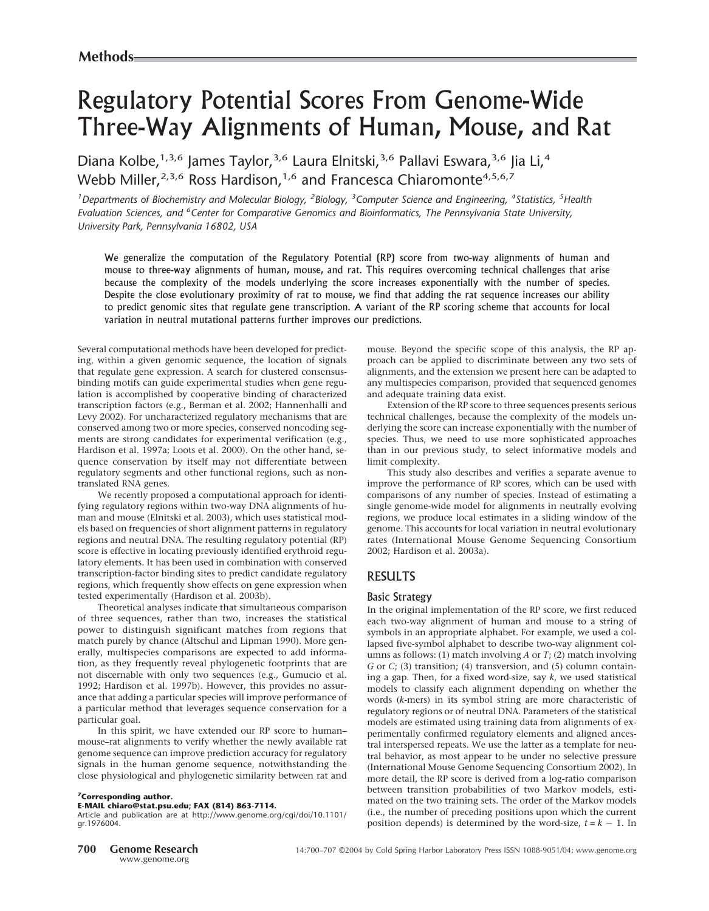**Methods**

# Regulatory Potential Scores From Genome-Wide Three-Way Alignments of Human, Mouse, and Rat

Diana Kolbe,[1,3,6] James Taylor,[3,6] Laura Elnitski,[3,6] Pallavi Eswara,[3,6] Jia Li,[4] Webb Miller,[2,3,6] Ross Hardison,[1,6] and Francesca Chiaromonte[4,5,6,7]

[1]Departments of Biochemistry and Molecular Biology, [2]Biology, [3]Computer Science and Engineering, [4]Statistics, [5]Health Evaluation Sciences, and [6]Center for Comparative Genomics and Bioinformatics, The Pennsylvania State University, University Park, Pennsylvania 16802, USA

**We generalize the computation of the Regulatory Potential (RP) score from two-way alignments of human and mouse to three-way alignments of human, mouse, and rat. This requires overcoming technical challenges that arise because the complexity of the models underlying the score increases exponentially with the number of species. Despite the close evolutionary proximity of rat to mouse, we find that adding the rat sequence increases our ability to predict genomic sites that regulate gene transcription. A variant of the RP scoring scheme that accounts for local variation in neutral mutational patterns further improves our predictions.**

Several computational methods have been developed for predicting, within a given genomic sequence, the location of signals that regulate gene expression. A search for clustered consensus-binding motifs can guide experimental studies when gene regulation is accomplished by cooperative binding of characterized transcription factors (e.g., Berman et al. 2002; Hannenhalli and Levy 2002). For uncharacterized regulatory mechanisms that are conserved among two or more species, conserved noncoding segments are strong candidates for experimental verification (e.g., Hardison et al. 1997a; Loots et al. 2000). On the other hand, sequence conservation by itself may not differentiate between regulatory segments and other functional regions, such as nontranslated RNA genes.

We recently proposed a computational approach for identifying regulatory regions within two-way DNA alignments of human and mouse (Elnitski et al. 2003), which uses statistical models based on frequencies of short alignment patterns in regulatory regions and neutral DNA. The resulting regulatory potential (RP) score is effective in locating previously identified erythroid regulatory elements. It has been used in combination with conserved transcription-factor binding sites to predict candidate regulatory regions, which frequently show effects on gene expression when tested experimentally (Hardison et al. 2003b).

Theoretical analyses indicate that simultaneous comparison of three sequences, rather than two, increases the statistical power to distinguish significant matches from regions that match purely by chance (Altschul and Lipman 1990). More generally, multispecies comparisons are expected to add information, as they frequently reveal phylogenetic footprints that are not discernable with only two sequences (e.g., Gumucio et al. 1992; Hardison et al. 1997b). However, this provides no assurance that adding a particular species will improve performance of a particular method that leverages sequence conservation for a particular goal.

In this spirit, we have extended our RP score to human–mouse–rat alignments to verify whether the newly available rat genome sequence can improve prediction accuracy for regulatory signals in the human genome sequence, notwithstanding the close physiological and phylogenetic similarity between rat and mouse. Beyond the specific scope of this analysis, the RP approach can be applied to discriminate between any two sets of alignments, and the extension we present here can be adapted to any multispecies comparison, provided that sequenced genomes and adequate training data exist.

Extension of the RP score to three sequences presents serious technical challenges, because the complexity of the models underlying the score can increase exponentially with the number of species. Thus, we need to use more sophisticated approaches than in our previous study, to select informative models and limit complexity.

This study also describes and verifies a separate avenue to improve the performance of RP scores, which can be used with comparisons of any number of species. Instead of estimating a single genome-wide model for alignments in neutrally evolving regions, we produce local estimates in a sliding window of the genome. This accounts for local variation in neutral evolutionary rates (International Mouse Genome Sequencing Consortium 2002; Hardison et al. 2003a).

## RESULTS

### Basic Strategy

In the original implementation of the RP score, we first reduced each two-way alignment of human and mouse to a string of symbols in an appropriate alphabet. For example, we used a collapsed five-symbol alphabet to describe two-way alignment columns as follows: (1) match involving *A* or *T*; (2) match involving *G* or *C*; (3) transition; (4) transversion, and (5) column containing a gap. Then, for a fixed word-size, say *k*, we used statistical models to classify each alignment depending on whether the words (*k*-mers) in its symbol string are more characteristic of regulatory regions or of neutral DNA. Parameters of the statistical models are estimated using training data from alignments of experimentally confirmed regulatory elements and aligned ancestral interspersed repeats. We use the latter as a template for neutral behavior, as most appear to be under no selective pressure (International Mouse Genome Sequencing Consortium 2002). In more detail, the RP score is derived from a log-ratio comparison between transition probabilities of two Markov models, estimated on the two training sets. The order of the Markov models (i.e., the number of preceding positions upon which the current position depends) is determined by the word-size, $t = k - 1$. In

**[7]Corresponding author.**
**E-MAIL chiaro@stat.psu.edu; FAX (814) 863-7114.**
Article and publication are at http://www.genome.org/cgi/doi/10.1101/gr.1976004.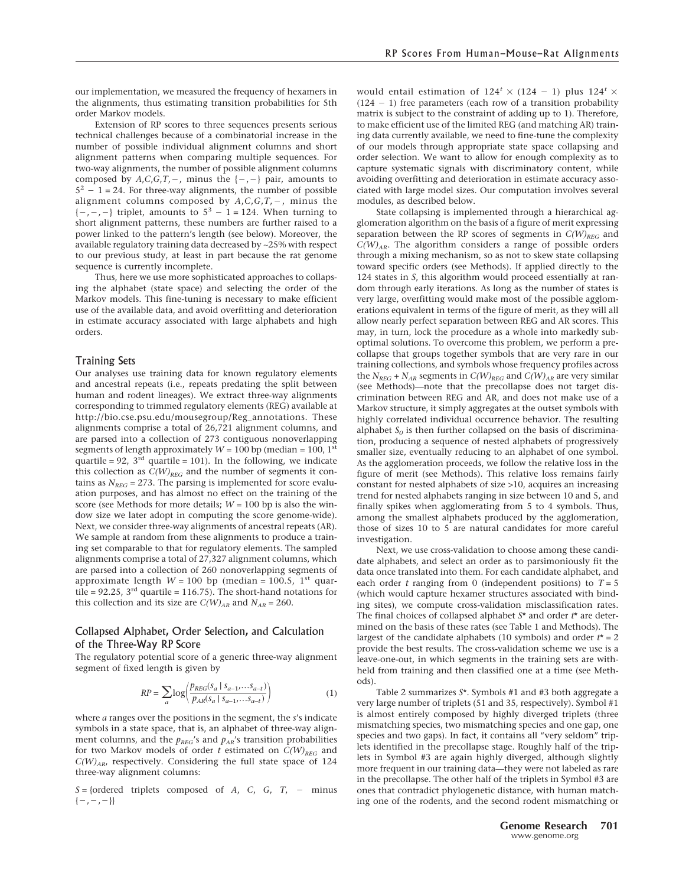our implementation, we measured the frequency of hexamers in the alignments, thus estimating transition probabilities for 5th order Markov models.

Extension of RP scores to three sequences presents serious technical challenges because of a combinatorial increase in the number of possible individual alignment columns and short alignment patterns when comparing multiple sequences. For two-way alignments, the number of possible alignment columns composed by $A, C, G, T, -$, minus the $\{-, -\}$ pair, amounts to $5^2 - 1 = 24$. For three-way alignments, the number of possible alignment columns composed by $A, C, G, T, -$, minus the $\{-, -, -\}$ triplet, amounts to $5^3 - 1 = 124$. When turning to short alignment patterns, these numbers are further raised to a power linked to the pattern's length (see below). Moreover, the available regulatory training data decreased by ~25% with respect to our previous study, at least in part because the rat genome sequence is currently incomplete.

Thus, here we use more sophisticated approaches to collapsing the alphabet (state space) and selecting the order of the Markov models. This fine-tuning is necessary to make efficient use of the available data, and avoid overfitting and deterioration in estimate accuracy associated with large alphabets and high orders.

## Training Sets

Our analyses use training data for known regulatory elements and ancestral repeats (i.e., repeats predating the split between human and rodent lineages). We extract three-way alignments corresponding to trimmed regulatory elements (REG) available at http://bio.cse.psu.edu/mousegroup/Reg_annotations. These alignments comprise a total of 26,721 alignment columns, and are parsed into a collection of 273 contiguous nonoverlapping segments of length approximately $W = 100$ bp (median = 100, 1st quartile = 92, 3rd quartile = 101). In the following, we indicate this collection as $C(W)_{REG}$ and the number of segments it contains as $N_{REG} = 273$. The parsing is implemented for score evaluation purposes, and has almost no effect on the training of the score (see Methods for more details; $W = 100$ bp is also the window size we later adopt in computing the score genome-wide). Next, we consider three-way alignments of ancestral repeats (AR). We sample at random from these alignments to produce a training set comparable to that for regulatory elements. The sampled alignments comprise a total of 27,327 alignment columns, which are parsed into a collection of 260 nonoverlapping segments of approximate length $W = 100$ bp (median = 100.5, 1st quartile = 92.25, 3rd quartile = 116.75). The short-hand notations for this collection and its size are $C(W)_{AR}$ and $N_{AR} = 260$.

## Collapsed Alphabet, Order Selection, and Calculation of the Three-Way RP Score

The regulatory potential score of a generic three-way alignment segment of fixed length is given by

$$RP = \sum_a \log\left(\frac{p_{REG}(s_a \mid s_{a-1}, \ldots s_{a-t})}{p_{AR}(s_a \mid s_{a-1}, \ldots s_{a-t})}\right) \tag{1}$$

where $a$ ranges over the positions in the segment, the $s$'s indicate symbols in a state space, that is, an alphabet of three-way alignment columns, and the $p_{REG}$'s and $p_{AR}$'s transition probabilities for two Markov models of order $t$ estimated on $C(W)_{REG}$ and $C(W)_{AR}$, respectively. Considering the full state space of 124 three-way alignment columns:

$S$ = {ordered triplets composed of $A$, $C$, $G$, $T$, $-$ minus $\{-, -, -\}$}

would entail estimation of $124^t \times (124 - 1)$ plus $124^t \times (124 - 1)$ free parameters (each row of a transition probability matrix is subject to the constraint of adding up to 1). Therefore, to make efficient use of the limited REG (and matching AR) training data currently available, we need to fine-tune the complexity of our models through appropriate state space collapsing and order selection. We want to allow for enough complexity as to capture systematic signals with discriminatory content, while avoiding overfitting and deterioration in estimate accuracy associated with large model sizes. Our computation involves several modules, as described below.

State collapsing is implemented through a hierarchical agglomeration algorithm on the basis of a figure of merit expressing separation between the RP scores of segments in $C(W)_{REG}$ and $C(W)_{AR}$. The algorithm considers a range of possible orders through a mixing mechanism, so as not to skew state collapsing toward specific orders (see Methods). If applied directly to the 124 states in $S$, this algorithm would proceed essentially at random through early iterations. As long as the number of states is very large, overfitting would make most of the possible agglomerations equivalent in terms of the figure of merit, as they will all allow nearly perfect separation between REG and AR scores. This may, in turn, lock the procedure as a whole into markedly suboptimal solutions. To overcome this problem, we perform a precollapse that groups together symbols that are very rare in our training collections, and symbols whose frequency profiles across the $N_{REG} + N_{AR}$ segments in $C(W)_{REG}$ and $C(W)_{AR}$ are very similar (see Methods)—note that the precollapse does not target discrimination between REG and AR, and does not make use of a Markov structure, it simply aggregates at the outset symbols with highly correlated individual occurrence behavior. The resulting alphabet $S_0$ is then further collapsed on the basis of discrimination, producing a sequence of nested alphabets of progressively smaller size, eventually reducing to an alphabet of one symbol. As the agglomeration proceeds, we follow the relative loss in the figure of merit (see Methods). This relative loss remains fairly constant for nested alphabets of size >10, acquires an increasing trend for nested alphabets ranging in size between 10 and 5, and finally spikes when agglomerating from 5 to 4 symbols. Thus, among the smallest alphabets produced by the agglomeration, those of sizes 10 to 5 are natural candidates for more careful investigation.

Next, we use cross-validation to choose among these candidate alphabets, and select an order as to parsimoniously fit the data once translated into them. For each candidate alphabet, and each order $t$ ranging from 0 (independent positions) to $T = 5$ (which would capture hexamer structures associated with binding sites), we compute cross-validation misclassification rates. The final choices of collapsed alphabet $S^*$ and order $t^*$ are determined on the basis of these rates (see Table 1 and Methods). The largest of the candidate alphabets (10 symbols) and order $t^* = 2$ provide the best results. The cross-validation scheme we use is a leave-one-out, in which segments in the training sets are withheld from training and then classified one at a time (see Methods).

Table 2 summarizes $S^*$. Symbols #1 and #3 both aggregate a very large number of triplets (51 and 35, respectively). Symbol #1 is almost entirely composed by highly diverged triplets (three mismatching species, two mismatching species and one gap, one species and two gaps). In fact, it contains all "very seldom" triplets identified in the precollapse stage. Roughly half of the triplets in Symbol #3 are again highly diverged, although slightly more frequent in our training data—they were not labeled as rare in the precollapse. The other half of the triplets in Symbol #3 are ones that contradict phylogenetic distance, with human matching one of the rodents, and the second rodent mismatching or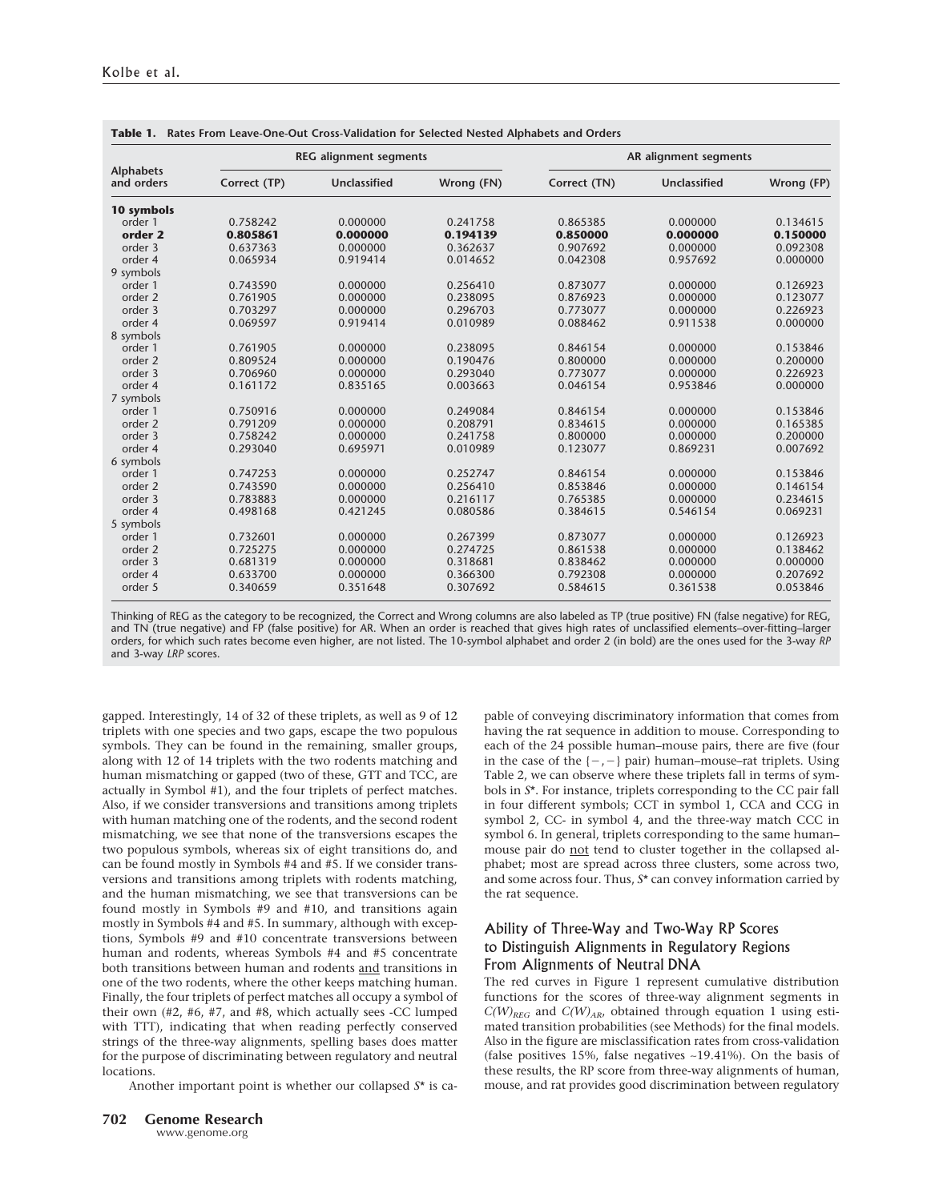**Table 1. Rates From Leave-One-Out Cross-Validation for Selected Nested Alphabets and Orders**

| Alphabets and orders | REG alignment segments | | | AR alignment segments | | |
|---|---|---|---|---|---|---|
| | Correct (TP) | Unclassified | Wrong (FN) | Correct (TN) | Unclassified | Wrong (FP) |
| **10 symbols** | | | | | | |
| order 1 | 0.758242 | 0.000000 | 0.241758 | 0.865385 | 0.000000 | 0.134615 |
| **order 2** | **0.805861** | **0.000000** | **0.194139** | **0.850000** | **0.000000** | **0.150000** |
| order 3 | 0.637363 | 0.000000 | 0.362637 | 0.907692 | 0.000000 | 0.092308 |
| order 4 | 0.065934 | 0.919414 | 0.014652 | 0.042308 | 0.957692 | 0.000000 |
| 9 symbols | | | | | | |
| order 1 | 0.743590 | 0.000000 | 0.256410 | 0.873077 | 0.000000 | 0.126923 |
| order 2 | 0.761905 | 0.000000 | 0.238095 | 0.876923 | 0.000000 | 0.123077 |
| order 3 | 0.703297 | 0.000000 | 0.296703 | 0.773077 | 0.000000 | 0.226923 |
| order 4 | 0.069597 | 0.919414 | 0.010989 | 0.088462 | 0.911538 | 0.000000 |
| 8 symbols | | | | | | |
| order 1 | 0.761905 | 0.000000 | 0.238095 | 0.846154 | 0.000000 | 0.153846 |
| order 2 | 0.809524 | 0.000000 | 0.190476 | 0.800000 | 0.000000 | 0.200000 |
| order 3 | 0.706960 | 0.000000 | 0.293040 | 0.773077 | 0.000000 | 0.226923 |
| order 4 | 0.161172 | 0.835165 | 0.003663 | 0.046154 | 0.953846 | 0.000000 |
| 7 symbols | | | | | | |
| order 1 | 0.750916 | 0.000000 | 0.249084 | 0.846154 | 0.000000 | 0.153846 |
| order 2 | 0.791209 | 0.000000 | 0.208791 | 0.834615 | 0.000000 | 0.165385 |
| order 3 | 0.758242 | 0.000000 | 0.241758 | 0.800000 | 0.000000 | 0.200000 |
| order 4 | 0.293040 | 0.695971 | 0.010989 | 0.123077 | 0.869231 | 0.007692 |
| 6 symbols | | | | | | |
| order 1 | 0.747253 | 0.000000 | 0.252747 | 0.846154 | 0.000000 | 0.153846 |
| order 2 | 0.743590 | 0.000000 | 0.256410 | 0.853846 | 0.000000 | 0.146154 |
| order 3 | 0.783883 | 0.000000 | 0.216117 | 0.765385 | 0.000000 | 0.234615 |
| order 4 | 0.498168 | 0.421245 | 0.080586 | 0.384615 | 0.546154 | 0.069231 |
| 5 symbols | | | | | | |
| order 1 | 0.732601 | 0.000000 | 0.267399 | 0.873077 | 0.000000 | 0.126923 |
| order 2 | 0.725275 | 0.000000 | 0.274725 | 0.861538 | 0.000000 | 0.138462 |
| order 3 | 0.681319 | 0.000000 | 0.318681 | 0.838462 | 0.000000 | 0.000000 |
| order 4 | 0.633700 | 0.000000 | 0.366300 | 0.792308 | 0.000000 | 0.207692 |
| order 5 | 0.340659 | 0.351648 | 0.307692 | 0.584615 | 0.361538 | 0.053846 |

Thinking of REG as the category to be recognized, the Correct and Wrong columns are also labeled as TP (true positive) FN (false negative) for REG, and TN (true negative) and FP (false positive) for AR. When an order is reached that gives high rates of unclassified elements–over-fitting–larger orders, for which such rates become even higher, are not listed. The 10-symbol alphabet and order 2 (in bold) are the ones used for the 3-way *RP* and 3-way *LRP* scores.

gapped. Interestingly, 14 of 32 of these triplets, as well as 9 of 12 triplets with one species and two gaps, escape the two populous symbols. They can be found in the remaining, smaller groups, along with 12 of 14 triplets with the two rodents matching and human mismatching or gapped (two of these, GTT and TCC, are actually in Symbol #1), and the four triplets of perfect matches. Also, if we consider transversions and transitions among triplets with human matching one of the rodents, and the second rodent mismatching, we see that none of the transversions escapes the two populous symbols, whereas six of eight transitions do, and can be found mostly in Symbols #4 and #5. If we consider transversions and transitions among triplets with rodents matching, and the human mismatching, we see that transversions can be found mostly in Symbols #9 and #10, and transitions again mostly in Symbols #4 and #5. In summary, although with exceptions, Symbols #9 and #10 concentrate transversions between human and rodents, whereas Symbols #4 and #5 concentrate both transitions between human and rodents and transitions in one of the two rodents, where the other keeps matching human. Finally, the four triplets of perfect matches all occupy a symbol of their own (#2, #6, #7, and #8, which actually sees -CC lumped with TTT), indicating that when reading perfectly conserved strings of the three-way alignments, spelling bases does matter for the purpose of discriminating between regulatory and neutral locations.

Another important point is whether our collapsed $S^*$ is capable of conveying discriminatory information that comes from having the rat sequence in addition to mouse. Corresponding to each of the 24 possible human–mouse pairs, there are five (four in the case of the {−,−} pair) human–mouse–rat triplets. Using Table 2, we can observe where these triplets fall in terms of symbols in $S^*$. For instance, triplets corresponding to the CC pair fall in four different symbols; CCT in symbol 1, CCA and CCG in symbol 2, CC- in symbol 4, and the three-way match CCC in symbol 6. In general, triplets corresponding to the same human–mouse pair do not tend to cluster together in the collapsed alphabet; most are spread across three clusters, some across two, and some across four. Thus, $S^*$ can convey information carried by the rat sequence.

## Ability of Three-Way and Two-Way RP Scores to Distinguish Alignments in Regulatory Regions From Alignments of Neutral DNA

The red curves in Figure 1 represent cumulative distribution functions for the scores of three-way alignment segments in $C(W)_{REG}$ and $C(W)_{AR}$, obtained through equation 1 using estimated transition probabilities (see Methods) for the final models. Also in the figure are misclassification rates from cross-validation (false positives 15%, false negatives ~19.41%). On the basis of these results, the RP score from three-way alignments of human, mouse, and rat provides good discrimination between regulatory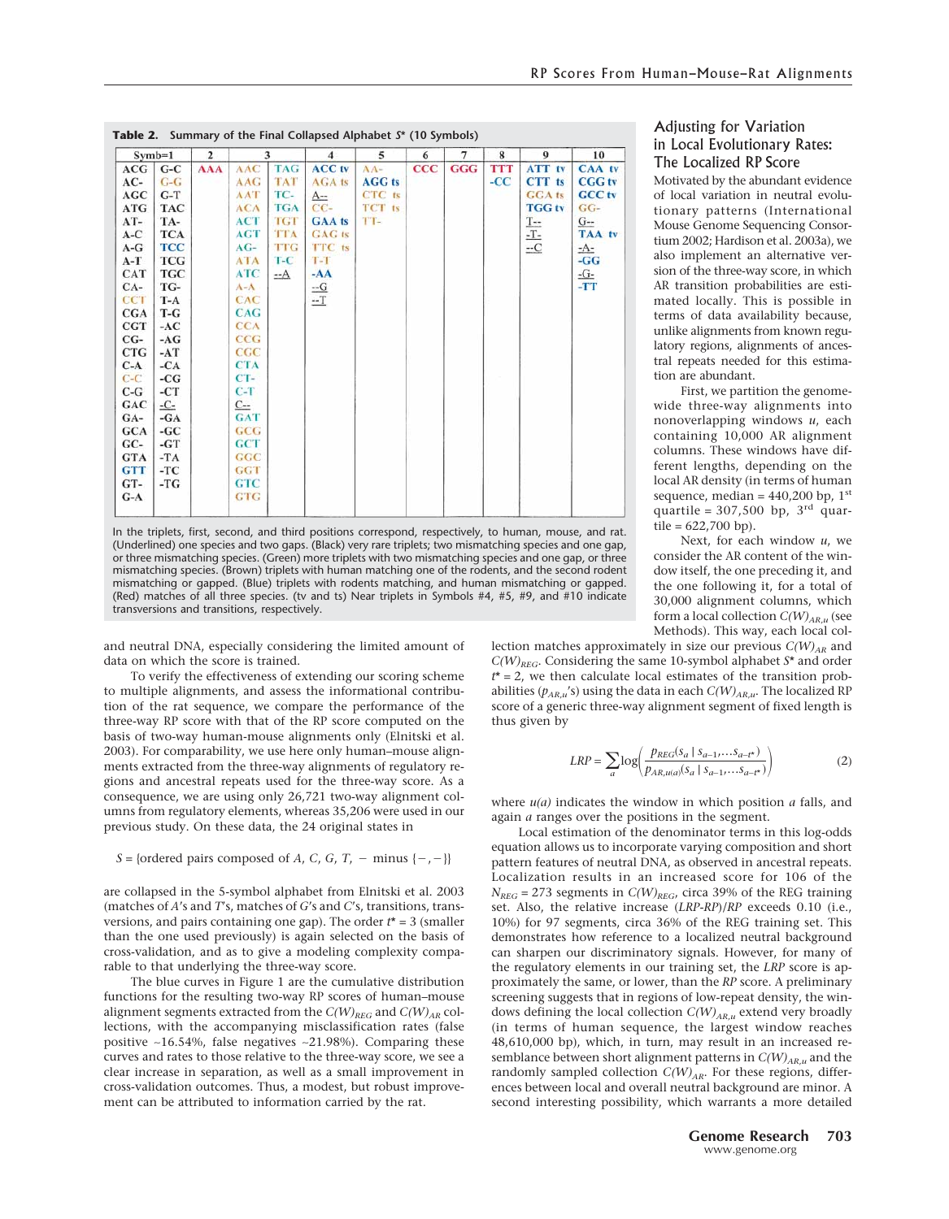**Table 2.** Summary of the Final Collapsed Alphabet $S^*$ (10 Symbols)

| Symb=1 | | 2 | 3 | | 4 | 5 | 6 | 7 | 8 | 9 | 10 |
|---|---|---|---|---|---|---|---|---|---|---|---|
| ACG | G-C | AAA | AAC | TAG | ACC tv | AA- | CCC | GGG | TTT | ATT tv | CAA tv |
| AC- | G-G | | AAG | TAT | AGA ts | AGG ts | | | -CC | CTT ts | CGG tv |
| AGC | G-T | | AAT | TC- | A-- | CTC ts | | | | GCA ts | GCC tv |
| ATG | TAC | | ACA | TGA | CC- | TCT ts | | | | TGG tv | GG- |
| AT- | TA- | | ACT | TGT | GAA ts | TT- | | | | T-- | G-- |
| A-C | TCA | | AGT | TTA | GAG ts | | | | | -T- | TAA tv |
| A-G | TCC | | AG- | TTG | TTC ts | | | | | --C | -A- |
| A-T | TCG | | ATA | T-C | T-T | | | | | | -GG |
| CAT | TGC | | ATC | --A | -AA | | | | | | -G- |
| CA- | TG- | | A-A | | --G | | | | | | -TT |
| CCT | T-A | | CAC | | --T | | | | | | |
| CGA | T-G | | CAG | | | | | | | | |
| CGT | -AC | | CCA | | | | | | | | |
| CG- | -AG | | CCG | | | | | | | | |
| CTG | -AT | | CGC | | | | | | | | |
| C-A | -CA | | CTA | | | | | | | | |
| C-C | -CG | | CT- | | | | | | | | |
| C-G | -CT | | C-T | | | | | | | | |
| GAC | -C- | | C-- | | | | | | | | |
| GA- | -GA | | GAT | | | | | | | | |
| GCA | -GC | | GCG | | | | | | | | |
| GC- | -GT | | GCT | | | | | | | | |
| GTA | -TA | | GGC | | | | | | | | |
| GTT | -TC | | GGT | | | | | | | | |
| GT- | -TG | | GTC | | | | | | | | |
| G-A | | | GTG | | | | | | | | |

In the triplets, first, second, and third positions correspond, respectively, to human, mouse, and rat. (Underlined) one species and two gaps. (Black) very rare triplets; two mismatching species and one gap, or three mismatching species. (Green) more triplets with two mismatching species and one gap, or three mismatching species. (Brown) triplets with human matching one of the rodents, and the second rodent mismatching or gapped. (Blue) triplets with rodents matching, and human mismatching or gapped. (Red) matches of all three species. (tv and ts) Near triplets in Symbols #4, #5, #9, and #10 indicate transversions and transitions, respectively.

and neutral DNA, especially considering the limited amount of data on which the score is trained.

To verify the effectiveness of extending our scoring scheme to multiple alignments, and assess the informational contribution of the rat sequence, we compare the performance of the three-way RP score with that of the RP score computed on the basis of two-way human-mouse alignments only (Elnitski et al. 2003). For comparability, we use here only human–mouse alignments extracted from the three-way alignments of regulatory regions and ancestral repeats used for the three-way score. As a consequence, we are using only 26,721 two-way alignment columns from regulatory elements, whereas 35,206 were used in our previous study. On these data, the 24 original states in

$$S = \{\text{ordered pairs composed of } A, C, G, T, - \text{ minus } \{-,-\}\}$$

are collapsed in the 5-symbol alphabet from Elnitski et al. 2003 (matches of $A$'s and $T$'s, matches of $G$'s and $C$'s, transitions, transversions, and pairs containing one gap). The order $t^* = 3$ (smaller than the one used previously) is again selected on the basis of cross-validation, and as to give a modeling complexity comparable to that underlying the three-way score.

The blue curves in Figure 1 are the cumulative distribution functions for the resulting two-way RP scores of human–mouse alignment segments extracted from the $C(W)_{REG}$ and $C(W)_{AR}$ collections, with the accompanying misclassification rates (false positive ~16.54%, false negatives ~21.98%). Comparing these curves and rates to those relative to the three-way score, we see a clear increase in separation, as well as a small improvement in cross-validation outcomes. Thus, a modest, but robust improvement can be attributed to information carried by the rat.

## Adjusting for Variation in Local Evolutionary Rates: The Localized RP Score

Motivated by the abundant evidence of local variation in neutral evolutionary patterns (International Mouse Genome Sequencing Consortium 2002; Hardison et al. 2003a), we also implement an alternative version of the three-way score, in which AR transition probabilities are estimated locally. This is possible in terms of data availability because, unlike alignments from known regulatory regions, alignments of ancestral repeats needed for this estimation are abundant.

First, we partition the genome-wide three-way alignments into nonoverlapping windows $u$, each containing 10,000 AR alignment columns. These windows have different lengths, depending on the local AR density (in terms of human sequence, median = 440,200 bp, 1st quartile = 307,500 bp, 3rd quartile = 622,700 bp).

Next, for each window $u$, we consider the AR content of the window itself, the one preceding it, and the one following it, for a total of 30,000 alignment columns, which form a local collection $C(W)_{AR,u}$ (see Methods). This way, each local collection matches approximately in size our previous $C(W)_{AR}$ and $C(W)_{REG}$. Considering the same 10-symbol alphabet $S^*$ and order $t^* = 2$, we then calculate local estimates of the transition probabilities ($p_{AR,u}$'s) using the data in each $C(W)_{AR,u}$. The localized RP score of a generic three-way alignment segment of fixed length is thus given by

$$LRP = \sum_a \log\left(\frac{p_{REG}(s_a \mid s_{a-1}, \ldots s_{a-t^*})}{p_{AR,u(a)}(s_a \mid s_{a-1}, \ldots s_{a-t^*})}\right) \quad (2)$$

where $u(a)$ indicates the window in which position $a$ falls, and again $a$ ranges over the positions in the segment.

Local estimation of the denominator terms in this log-odds equation allows us to incorporate varying composition and short pattern features of neutral DNA, as observed in ancestral repeats. Localization results in an increased score for 106 of the $N_{REG} = 273$ segments in $C(W)_{REG}$, circa 39% of the REG training set. Also, the relative increase $(LRP\text{-}RP)/RP$ exceeds 0.10 (i.e., 10%) for 97 segments, circa 36% of the REG training set. This demonstrates how reference to a localized neutral background can sharpen our discriminatory signals. However, for many of the regulatory elements in our training set, the $LRP$ score is approximately the same, or lower, than the $RP$ score. A preliminary screening suggests that in regions of low-repeat density, the windows defining the local collection $C(W)_{AR,u}$ extend very broadly (in terms of human sequence, the largest window reaches 48,610,000 bp), which, in turn, may result in an increased resemblance between short alignment patterns in $C(W)_{AR,u}$ and the randomly sampled collection $C(W)_{AR}$. For these regions, differences between local and overall neutral background are minor. A second interesting possibility, which warrants a more detailed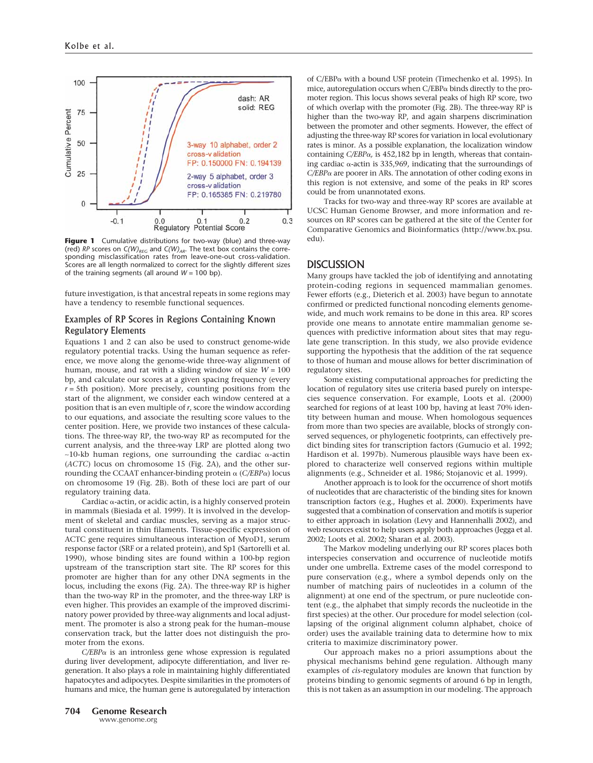**Figure 1** Cumulative distributions for two-way (blue) and three-way (red) *RP* scores on $C(W)_{REG}$ and $C(W)_{AR}$. The text box contains the corresponding misclassification rates from leave-one-out cross-validation. Scores are all length normalized to correct for the slightly different sizes of the training segments (all around $W = 100$ bp).

future investigation, is that ancestral repeats in some regions may have a tendency to resemble functional sequences.

### Examples of RP Scores in Regions Containing Known Regulatory Elements

Equations 1 and 2 can also be used to construct genome-wide regulatory potential tracks. Using the human sequence as reference, we move along the genome-wide three-way alignment of human, mouse, and rat with a sliding window of size $W = 100$ bp, and calculate our scores at a given spacing frequency (every $r = 5$th position). More precisely, counting positions from the start of the alignment, we consider each window centered at a position that is an even multiple of $r$, score the window according to our equations, and associate the resulting score values to the center position. Here, we provide two instances of these calculations. The three-way RP, the two-way RP as recomputed for the current analysis, and the three-way LRP are plotted along two ~10-kb human regions, one surrounding the cardiac α-actin (*ACTC*) locus on chromosome 15 (Fig. 2A), and the other surrounding the CCAAT enhancer-binding protein α (*C/EBPα*) locus on chromosome 19 (Fig. 2B). Both of these loci are part of our regulatory training data.

Cardiac α-actin, or acidic actin, is a highly conserved protein in mammals (Biesiada et al. 1999). It is involved in the development of skeletal and cardiac muscles, serving as a major structural constituent in thin filaments. Tissue-specific expression of ACTC gene requires simultaneous interaction of MyoD1, serum response factor (SRF or a related protein), and Sp1 (Sartorelli et al. 1990), whose binding sites are found within a 100-bp region upstream of the transcription start site. The RP scores for this promoter are higher than for any other DNA segments in the locus, including the exons (Fig. 2A). The three-way RP is higher than the two-way RP in the promoter, and the three-way LRP is even higher. This provides an example of the improved discriminatory power provided by three-way alignments and local adjustment. The promoter is also a strong peak for the human–mouse conservation track, but the latter does not distinguish the promoter from the exons.

*C/EBPα* is an intronless gene whose expression is regulated during liver development, adipocyte differentiation, and liver regeneration. It also plays a role in maintaining highly differentiated hapatocytes and adipocytes. Despite similarities in the promoters of humans and mice, the human gene is autoregulated by interaction of C/EBPα with a bound USF protein (Timechenko et al. 1995). In mice, autoregulation occurs when C/EBPα binds directly to the promoter region. This locus shows several peaks of high RP score, two of which overlap with the promoter (Fig. 2B). The three-way RP is higher than the two-way RP, and again sharpens discrimination between the promoter and other segments. However, the effect of adjusting the three-way RP scores for variation in local evolutionary rates is minor. As a possible explanation, the localization window containing *C/EBPα*, is 452,182 bp in length, whereas that containing cardiac α-actin is 335,969, indicating that the surroundings of *C/EBPα* are poorer in ARs. The annotation of other coding exons in this region is not extensive, and some of the peaks in RP scores could be from unannotated exons.

Tracks for two-way and three-way RP scores are available at UCSC Human Genome Browser, and more information and resources on RP scores can be gathered at the site of the Center for Comparative Genomics and Bioinformatics (http://www.bx.psu.edu).

## DISCUSSION

Many groups have tackled the job of identifying and annotating protein-coding regions in sequenced mammalian genomes. Fewer efforts (e.g., Dieterich et al. 2003) have begun to annotate confirmed or predicted functional noncoding elements genome-wide, and much work remains to be done in this area. RP scores provide one means to annotate entire mammalian genome sequences with predictive information about sites that may regulate gene transcription. In this study, we also provide evidence supporting the hypothesis that the addition of the rat sequence to those of human and mouse allows for better discrimination of regulatory sites.

Some existing computational approaches for predicting the location of regulatory sites use criteria based purely on interspecies sequence conservation. For example, Loots et al. (2000) searched for regions of at least 100 bp, having at least 70% identity between human and mouse. When homologous sequences from more than two species are available, blocks of strongly conserved sequences, or phylogenetic footprints, can effectively predict binding sites for transcription factors (Gumucio et al. 1992; Hardison et al. 1997b). Numerous plausible ways have been explored to characterize well conserved regions within multiple alignments (e.g., Schneider et al. 1986; Stojanovic et al. 1999).

Another approach is to look for the occurrence of short motifs of nucleotides that are characteristic of the binding sites for known transcription factors (e.g., Hughes et al. 2000). Experiments have suggested that a combination of conservation and motifs is superior to either approach in isolation (Levy and Hannenhalli 2002), and web resources exist to help users apply both approaches (Jegga et al. 2002; Loots et al. 2002; Sharan et al. 2003).

The Markov modeling underlying our RP scores places both interspecies conservation and occurrence of nucleotide motifs under one umbrella. Extreme cases of the model correspond to pure conservation (e.g., where a symbol depends only on the number of matching pairs of nucleotides in a column of the alignment) at one end of the spectrum, or pure nucleotide content (e.g., the alphabet that simply records the nucleotide in the first species) at the other. Our procedure for model selection (collapsing of the original alignment column alphabet, choice of order) uses the available training data to determine how to mix criteria to maximize discriminatory power.

Our approach makes no a priori assumptions about the physical mechanisms behind gene regulation. Although many examples of *cis*-regulatory modules are known that function by proteins binding to genomic segments of around 6 bp in length, this is not taken as an assumption in our modeling. The approach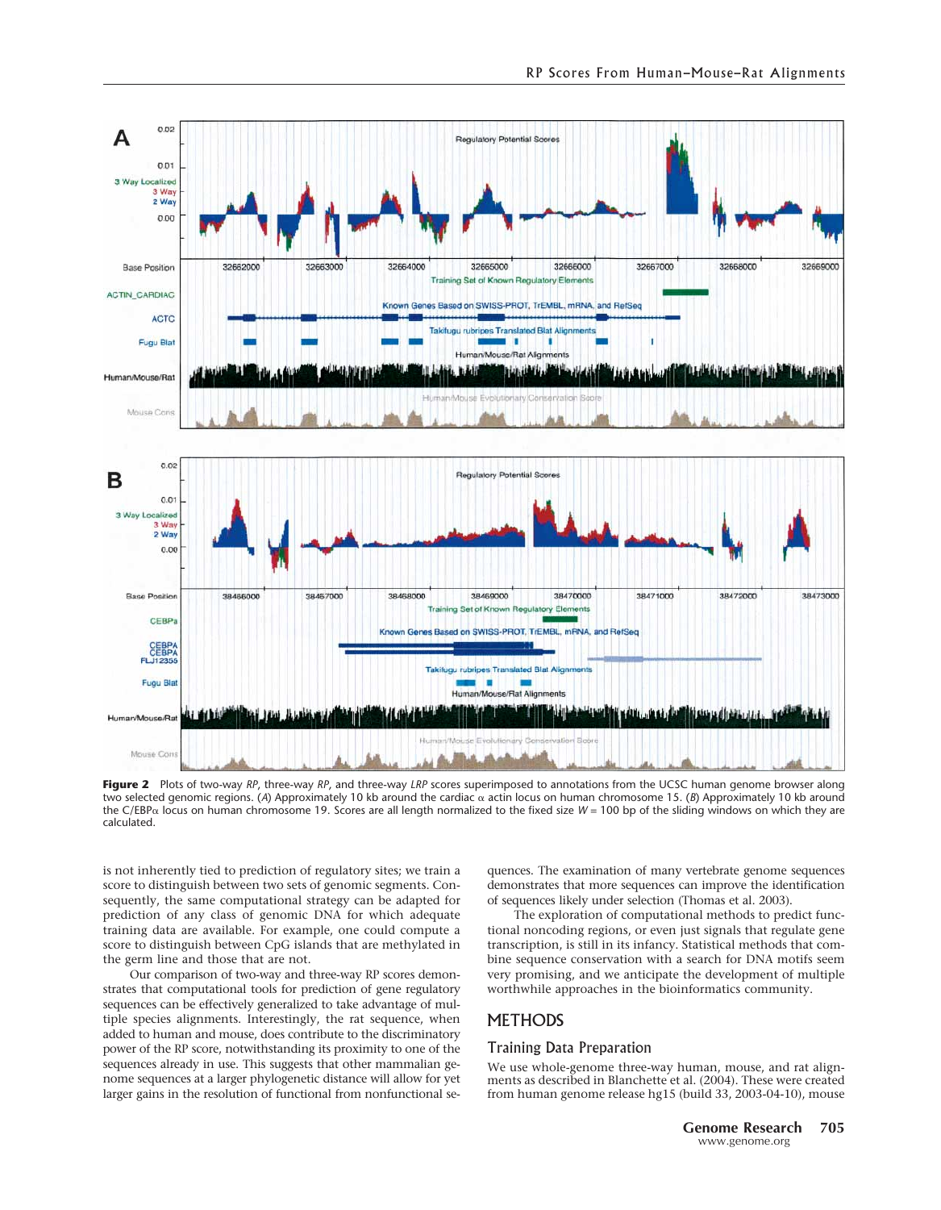**Figure 2** Plots of two-way *RP*, three-way *RP*, and three-way *LRP* scores superimposed to annotations from the UCSC human genome browser along two selected genomic regions. (*A*) Approximately 10 kb around the cardiac α actin locus on human chromosome 15. (*B*) Approximately 10 kb around the C/EBPα locus on human chromosome 19. Scores are all length normalized to the fixed size $W = 100$ bp of the sliding windows on which they are calculated.

is not inherently tied to prediction of regulatory sites; we train a score to distinguish between two sets of genomic segments. Consequently, the same computational strategy can be adapted for prediction of any class of genomic DNA for which adequate training data are available. For example, one could compute a score to distinguish between CpG islands that are methylated in the germ line and those that are not.

Our comparison of two-way and three-way RP scores demonstrates that computational tools for prediction of gene regulatory sequences can be effectively generalized to take advantage of multiple species alignments. Interestingly, the rat sequence, when added to human and mouse, does contribute to the discriminatory power of the RP score, notwithstanding its proximity to one of the sequences already in use. This suggests that other mammalian genome sequences at a larger phylogenetic distance will allow for yet larger gains in the resolution of functional from nonfunctional sequences. The examination of many vertebrate genome sequences demonstrates that more sequences can improve the identification of sequences likely under selection (Thomas et al. 2003).

The exploration of computational methods to predict functional noncoding regions, or even just signals that regulate gene transcription, is still in its infancy. Statistical methods that combine sequence conservation with a search for DNA motifs seem very promising, and we anticipate the development of multiple worthwhile approaches in the bioinformatics community.

## METHODS

### Training Data Preparation

We use whole-genome three-way human, mouse, and rat alignments as described in Blanchette et al. (2004). These were created from human genome release hg15 (build 33, 2003-04-10), mouse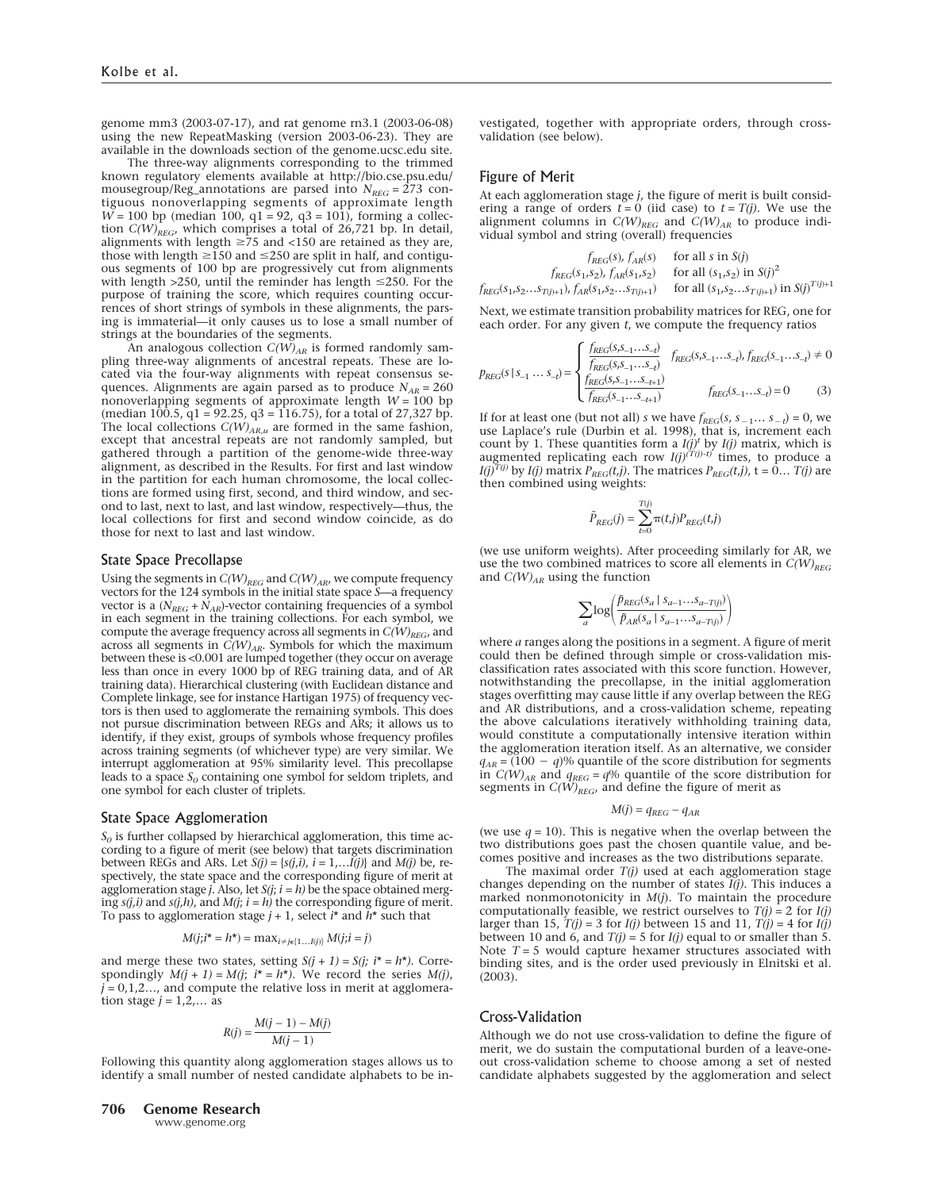genome mm3 (2003-07-17), and rat genome rn3.1 (2003-06-08) using the new RepeatMasking (version 2003-06-23). They are available in the downloads section of the genome.ucsc.edu site.

The three-way alignments corresponding to the trimmed known regulatory elements available at http://bio.cse.psu.edu/mousegroup/Reg_annotations are parsed into $N_{REG} = 273$ contiguous nonoverlapping segments of approximate length $W = 100$ bp (median 100, q1 = 92, q3 = 101), forming a collection $C(W)_{REG}$, which comprises a total of 26,721 bp. In detail, alignments with length $\geq 75$ and $<150$ are retained as they are, those with length $\geq 150$ and $\leq 250$ are split in half, and contiguous segments of 100 bp are progressively cut from alignments with length $>250$, until the reminder has length $\leq 250$. For the purpose of training the score, which requires counting occurrences of short strings of symbols in these alignments, the parsing is immaterial—it only causes us to lose a small number of strings at the boundaries of the segments.

An analogous collection $C(W)_{AR}$ is formed randomly sampling three-way alignments of ancestral repeats. These are located via the four-way alignments with repeat consensus sequences. Alignments are again parsed as to produce $N_{AR} = 260$ nonoverlapping segments of approximate length $W = 100$ bp (median 100.5, q1 = 92.25, q3 = 116.75), for a total of 27,327 bp. The local collections $C(W)_{AR,u}$ are formed in the same fashion, except that ancestral repeats are not randomly sampled, but gathered through a partition of the genome-wide three-way alignment, as described in the Results. For first and last window in the partition for each human chromosome, the local collections are formed using first, second, and third window, and second to last, next to last, and last window, respectively—thus, the local collections for first and second window coincide, as do those for next to last and last window.

## State Space Precollapse

Using the segments in $C(W)_{REG}$ and $C(W)_{AR}$, we compute frequency vectors for the 124 symbols in the initial state space $S$—a frequency vector is a ($N_{REG} + N_{AR}$)-vector containing frequencies of a symbol in each segment in the training collections. For each symbol, we compute the average frequency across all segments in $C(W)_{REG}$, and across all segments in $C(W)_{AR}$. Symbols for which the maximum between these is <0.001 are lumped together (they occur on average less than once in every 1000 bp of REG training data, and of AR training data). Hierarchical clustering (with Euclidean distance and Complete linkage, see for instance Hartigan 1975) of frequency vectors is then used to agglomerate the remaining symbols. This does not pursue discrimination between REGs and ARs; it allows us to identify, if they exist, groups of symbols whose frequency profiles across training segments (of whichever type) are very similar. We interrupt agglomeration at 95% similarity level. This precollapse leads to a space $S_0$ containing one symbol for seldom triplets, and one symbol for each cluster of triplets.

## State Space Agglomeration

$S_0$ is further collapsed by hierarchical agglomeration, this time according to a figure of merit (see below) that targets discrimination between REGs and ARs. Let $S(j) = \{s(j,i),\ i = 1,\ldots I(j)\}$ and $M(j)$ be, respectively, the state space and the corresponding figure of merit at agglomeration stage $j$. Also, let $S(j;\ i = h)$ be the space obtained merging $s(j,i)$ and $s(j,h)$, and $M(j;\ i = h)$ the corresponding figure of merit. To pass to agglomeration stage $j + 1$, select $i^*$ and $h^*$ such that

$$M(j; i^* = h^*) = \max_{i \neq j \in \{1 \ldots I(j)\}} M(j; i = j)$$

and merge these two states, setting $S(j + 1) = S(j;\ i^* = h^*)$. Correspondingly $M(j + 1) = M(j;\ i^* = h^*)$. We record the series $M(j)$, $j = 0,1,2\ldots$, and compute the relative loss in merit at agglomeration stage $j = 1,2,\ldots$ as

$$R(j) = \frac{M(j-1) - M(j)}{M(j-1)}$$

Following this quantity along agglomeration stages allows us to identify a small number of nested candidate alphabets to be investigated, together with appropriate orders, through cross-validation (see below).

## Figure of Merit

At each agglomeration stage $j$, the figure of merit is built considering a range of orders $t = 0$ (iid case) to $t = T(j)$. We use the alignment columns in $C(W)_{REG}$ and $C(W)_{AR}$ to produce individual symbol and string (overall) frequencies

$$\begin{aligned}
&f_{REG}(s),\ f_{AR}(s) && \text{for all } s \text{ in } S(j) \\
&f_{REG}(s_1,s_2),\ f_{AR}(s_1,s_2) && \text{for all } (s_1,s_2) \text{ in } S(j)^2 \\
&f_{REG}(s_1,s_2\ldots s_{T(j)+1}),\ f_{AR}(s_1,s_2\ldots s_{T(j)+1}) && \text{for all } (s_1,s_2\ldots s_{T(j)+1}) \text{ in } S(j)^{T(j)+1}
\end{aligned}$$

Next, we estimate transition probability matrices for REG, one for each order. For any given $t$, we compute the frequency ratios

$$p_{REG}(s \mid s_{-1} \ldots s_{-t}) = \begin{cases} \dfrac{f_{REG}(s,s_{-1}\ldots s_{-t})}{f_{REG}(s,s_{-1}\ldots s_{-t})} & f_{REG}(s,s_{-1}\ldots s_{-t}),\ f_{REG}(s_{-1}\ldots s_{-t}) \neq 0 \\[2ex] \dfrac{f_{REG}(s,s_{-1}\ldots s_{-t+1})}{f_{REG}(s_{-1}\ldots s_{-t+1})} & f_{REG}(s_{-1}\ldots s_{-t}) = 0 \end{cases} \quad (3)$$

If for at least one (but not all) $s$ we have $f_{REG}(s,\ s_{-1}\ldots\ s_{-t}) = 0$, we use Laplace's rule (Durbin et al. 1998), that is, increment each count by 1. These quantities form a $I(j)^t$ by $I(j)$ matrix, which is augmented replicating each row $I(j)^{(T(j)-t)}$ times, to produce a $I(j)^{T(j)}$ by $I(j)$ matrix $P_{REG}(t,j)$. The matrices $P_{REG}(t,j)$, $t = 0\ldots T(j)$ are then combined using weights:

$$\tilde{P}_{REG}(j) = \sum_{t=0}^{T(j)} \pi(t,j) P_{REG}(t,j)$$

(we use uniform weights). After proceeding similarly for AR, we use the two combined matrices to score all elements in $C(W)_{REG}$ and $C(W)_{AR}$ using the function

$$\sum_a \log\left(\frac{\tilde{p}_{REG}(s_a \mid s_{a-1}\ldots s_{a-T(j)})}{\tilde{p}_{AR}(s_a \mid s_{a-1}\ldots s_{a-T(j)})}\right)$$

where $a$ ranges along the positions in a segment. A figure of merit could then be defined through simple or cross-validation misclassification rates associated with this score function. However, notwithstanding the precollapse, in the initial agglomeration stages overfitting may cause little if any overlap between the REG and AR distributions, and a cross-validation scheme, repeating the above calculations iteratively withholding training data, would constitute a computationally intensive iteration within the agglomeration iteration itself. As an alternative, we consider $q_{AR} = (100 - q)$% quantile of the score distribution for segments in $C(W)_{AR}$ and $q_{REG} = q$% quantile of the score distribution for segments in $C(W)_{REG}$, and define the figure of merit as

$$M(j) = q_{REG} - q_{AR}$$

(we use $q = 10$). This is negative when the overlap between the two distributions goes past the chosen quantile value, and becomes positive and increases as the two distributions separate.

The maximal order $T(j)$ used at each agglomeration stage changes depending on the number of states $I(j)$. This induces a marked nonmonotonicity in $M(j)$. To maintain the procedure computationally feasible, we restrict ourselves to $T(j) = 2$ for $I(j)$ larger than 15, $T(j) = 3$ for $I(j)$ between 15 and 11, $T(j) = 4$ for $I(j)$ between 10 and 6, and $T(j) = 5$ for $I(j)$ equal to or smaller than 5. Note $T = 5$ would capture hexamer structures associated with binding sites, and is the order used previously in Elnitski et al. (2003).

## Cross-Validation

Although we do not use cross-validation to define the figure of merit, we do sustain the computational burden of a leave-one-out cross-validation scheme to choose among a set of nested candidate alphabets suggested by the agglomeration and select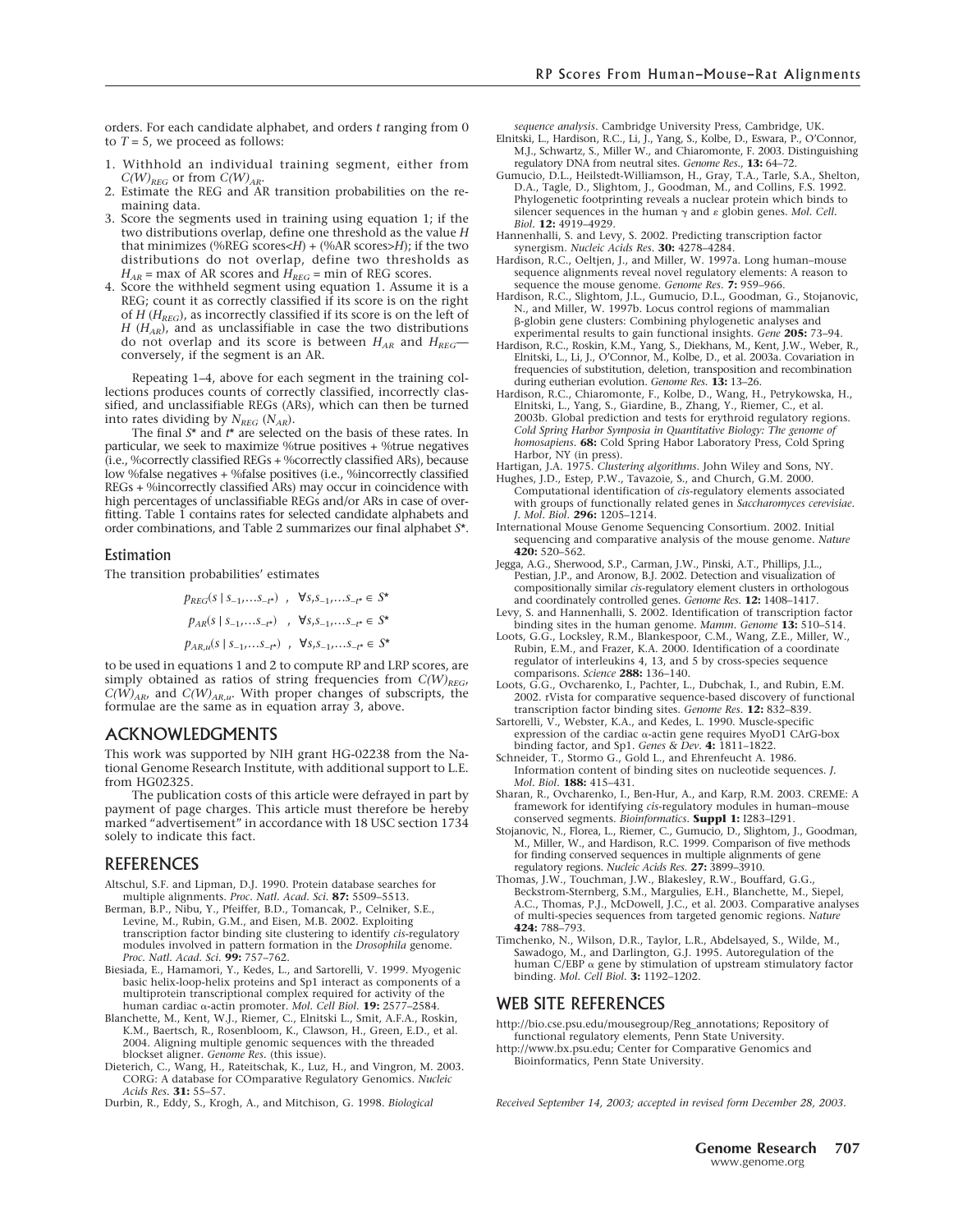orders. For each candidate alphabet, and orders $t$ ranging from 0 to $T = 5$, we proceed as follows:

1. Withhold an individual training segment, either from $C(W)_{REG}$ or from $C(W)_{AR}$.
2. Estimate the REG and AR transition probabilities on the remaining data.
3. Score the segments used in training using equation 1; if the two distributions overlap, define one threshold as the value $H$ that minimizes (%REG scores$<H$) + (%AR scores$>H$); if the two distributions do not overlap, define two thresholds as $H_{AR}$ = max of AR scores and $H_{REG}$ = min of REG scores.
4. Score the withheld segment using equation 1. Assume it is a REG; count it as correctly classified if its score is on the right of $H$ ($H_{REG}$), as incorrectly classified if its score is on the left of $H$ ($H_{AR}$), and as unclassifiable in case the two distributions do not overlap and its score is between $H_{AR}$ and $H_{REG}$—conversely, if the segment is an AR.

Repeating 1–4, above for each segment in the training collections produces counts of correctly classified, incorrectly classified, and unclassifiable REGs (ARs), which can then be turned into rates dividing by $N_{REG}$ ($N_{AR}$).

The final $S^*$ and $t^*$ are selected on the basis of these rates. In particular, we seek to maximize %true positives + %true negatives (i.e., %correctly classified REGs + %correctly classified ARs), because low %false negatives + %false positives (i.e., %incorrectly classified REGs + %incorrectly classified ARs) may occur in coincidence with high percentages of unclassifiable REGs and/or ARs in case of overfitting. Table 1 contains rates for selected candidate alphabets and order combinations, and Table 2 summarizes our final alphabet $S^*$.

### Estimation

The transition probabilities' estimates

$$p_{REG}(s \mid s_{-1}, \ldots s_{-t^*}) \ , \ \forall s, s_{-1}, \ldots s_{-t^*} \in S^*$$
$$p_{AR}(s \mid s_{-1}, \ldots s_{-t^*}) \ , \ \forall s, s_{-1}, \ldots s_{-t^*} \in S^*$$
$$p_{AR,u}(s \mid s_{-1}, \ldots s_{-t^*}) \ , \ \forall s, s_{-1}, \ldots s_{-t^*} \in S^*$$

to be used in equations 1 and 2 to compute RP and LRP scores, are simply obtained as ratios of string frequencies from $C(W)_{REG}$, $C(W)_{AR}$, and $C(W)_{AR,u}$. With proper changes of subscripts, the formulae are the same as in equation array 3, above.

## ACKNOWLEDGMENTS

This work was supported by NIH grant HG-02238 from the National Genome Research Institute, with additional support to L.E. from HG02325.

The publication costs of this article were defrayed in part by payment of page charges. This article must therefore be hereby marked "advertisement" in accordance with 18 USC section 1734 solely to indicate this fact.

## REFERENCES

Altschul, S.F. and Lipman, D.J. 1990. Protein database searches for multiple alignments. *Proc. Natl. Acad. Sci.* **87:** 5509–5513.

Berman, B.P., Nibu, Y., Pfeiffer, B.D., Tomancak, P., Celniker, S.E., Levine, M., Rubin, G.M., and Eisen, M.B. 2002. Exploiting transcription factor binding site clustering to identify *cis*-regulatory modules involved in pattern formation in the *Drosophila* genome. *Proc. Natl. Acad. Sci.* **99:** 757–762.

Biesiada, E., Hamamori, Y., Kedes, L., and Sartorelli, V. 1999. Myogenic basic helix-loop-helix proteins and Sp1 interact as components of a multiprotein transcriptional complex required for activity of the human cardiac α-actin promoter. *Mol. Cell Biol.* **19:** 2577–2584.

Blanchette, M., Kent, W.J., Riemer, C., Elnitski L., Smit, A.F.A., Roskin, K.M., Baertsch, R., Rosenbloom, K., Clawson, H., Green, E.D., et al. 2004. Aligning multiple genomic sequences with the threaded blockset aligner. *Genome Res.* (this issue).

Dieterich, C., Wang, H., Rateitschak, K., Luz, H., and Vingron, M. 2003. CORG: A database for COmparative Regulatory Genomics. *Nucleic Acids Res.* **31:** 55–57.

Durbin, R., Eddy, S., Krogh, A., and Mitchison, G. 1998. *Biological sequence analysis*. Cambridge University Press, Cambridge, UK.

Elnitski, L., Hardison, R.C., Li, J., Yang, S., Kolbe, D., Eswara, P., O'Connor, M.J., Schwartz, S., Miller W., and Chiaromonte, F. 2003. Distinguishing regulatory DNA from neutral sites. *Genome Res.*, **13:** 64–72.

Gumucio, D.L., Heilstedt-Williamson, H., Gray, T.A., Tarle, S.A., Shelton, D.A., Tagle, D., Slightom, J., Goodman, M., and Collins, F.S. 1992. Phylogenetic footprinting reveals a nuclear protein which binds to silencer sequences in the human γ and ε globin genes. *Mol. Cell. Biol.* **12:** 4919–4929.

Hannenhalli, S. and Levy, S. 2002. Predicting transcription factor synergism. *Nucleic Acids Res.* **30:** 4278–4284.

Hardison, R.C., Oeltjen, J., and Miller, W. 1997a. Long human–mouse sequence alignments reveal novel regulatory elements: A reason to sequence the mouse genome. *Genome Res.* **7:** 959–966.

Hardison, R.C., Slightom, J.L., Gumucio, D.L., Goodman, G., Stojanovic, N., and Miller, W. 1997b. Locus control regions of mammalian β-globin gene clusters: Combining phylogenetic analyses and experimental results to gain functional insights. *Gene* **205:** 73–94.

Hardison, R.C., Roskin, K.M., Yang, S., Diekhans, M., Kent, J.W., Weber, R., Elnitski, L., Li, J., O'Connor, M., Kolbe, D., et al. 2003a. Covariation in frequencies of substitution, deletion, transposition and recombination during eutherian evolution. *Genome Res.* **13:** 13–26.

Hardison, R.C., Chiaromonte, F., Kolbe, D., Wang, H., Petrykowska, H., Elnitski, L., Yang, S., Giardine, B., Zhang, Y., Riemer, C., et al. 2003b. Global prediction and tests for erythroid regulatory regions. *Cold Spring Harbor Symposia in Quantitative Biology: The genome of homosapiens*. **68:** Cold Spring Habor Laboratory Press, Cold Spring Harbor, NY (in press).

Hartigan, J.A. 1975. *Clustering algorithms*. John Wiley and Sons, NY.

Hughes, J.D., Estep, P.W., Tavazoie, S., and Church, G.M. 2000. Computational identification of *cis*-regulatory elements associated with groups of functionally related genes in *Saccharomyces cerevisiae*. *J. Mol. Biol.* **296:** 1205–1214.

International Mouse Genome Sequencing Consortium. 2002. Initial sequencing and comparative analysis of the mouse genome. *Nature* **420:** 520–562.

Jegga, A.G., Sherwood, S.P., Carman, J.W., Pinski, A.T., Phillips, J.L., Pestian, J.P., and Aronow, B.J. 2002. Detection and visualization of compositionally similar *cis*-regulatory element clusters in orthologous and coordinately controlled genes. *Genome Res.* **12:** 1408–1417.

Levy, S. and Hannenhalli, S. 2002. Identification of transcription factor binding sites in the human genome. *Mamm. Genome* **13:** 510–514.

Loots, G.G., Locksley, R.M., Blankespoor, C.M., Wang, Z.E., Miller, W., Rubin, E.M., and Frazer, K.A. 2000. Identification of a coordinate regulator of interleukins 4, 13, and 5 by cross-species sequence comparisons. *Science* **288:** 136–140.

Loots, G.G., Ovcharenko, I., Pachter, L., Dubchak, I., and Rubin, E.M. 2002. rVista for comparative sequence-based discovery of functional transcription factor binding sites. *Genome Res.* **12:** 832–839.

Sartorelli, V., Webster, K.A., and Kedes, L. 1990. Muscle-specific expression of the cardiac α-actin gene requires MyoD1 CArG-box binding factor, and Sp1. *Genes & Dev.* **4:** 1811–1822.

Schneider, T., Stormo G., Gold L., and Ehrenfeucht A. 1986. Information content of binding sites on nucleotide sequences. *J. Mol. Biol.* **188:** 415–431.

Sharan, R., Ovcharenko, I., Ben-Hur, A., and Karp, R.M. 2003. CREME: A framework for identifying *cis*-regulatory modules in human–mouse conserved segments. *Bioinformatics.* **Suppl 1:** I283–I291.

Stojanovic, N., Florea, L., Riemer, C., Gumucio, D., Slightom, J., Goodman, M., Miller, W., and Hardison, R.C. 1999. Comparison of five methods for finding conserved sequences in multiple alignments of gene regulatory regions. *Nucleic Acids Res.* **27:** 3899–3910.

Thomas, J.W., Touchman, J.W., Blakesley, R.W., Bouffard, G.G., Beckstrom-Sternberg, S.M., Margulies, E.H., Blanchette, M., Siepel, A.C., Thomas, P.J., McDowell, J.C., et al. 2003. Comparative analyses of multi-species sequences from targeted genomic regions. *Nature* **424:** 788–793.

Timchenko, N., Wilson, D.R., Taylor, L.R., Abdelsayed, S., Wilde, M., Sawadogo, M., and Darlington, G.J. 1995. Autoregulation of the human C/EBP α gene by stimulation of upstream stimulatory factor binding. *Mol. Cell Biol.* **3:** 1192–1202.

## WEB SITE REFERENCES

http://bio.cse.psu.edu/mousegroup/Reg_annotations; Repository of functional regulatory elements, Penn State University.

http://www.bx.psu.edu; Center for Comparative Genomics and Bioinformatics, Penn State University.

*Received September 14, 2003; accepted in revised form December 28, 2003.*